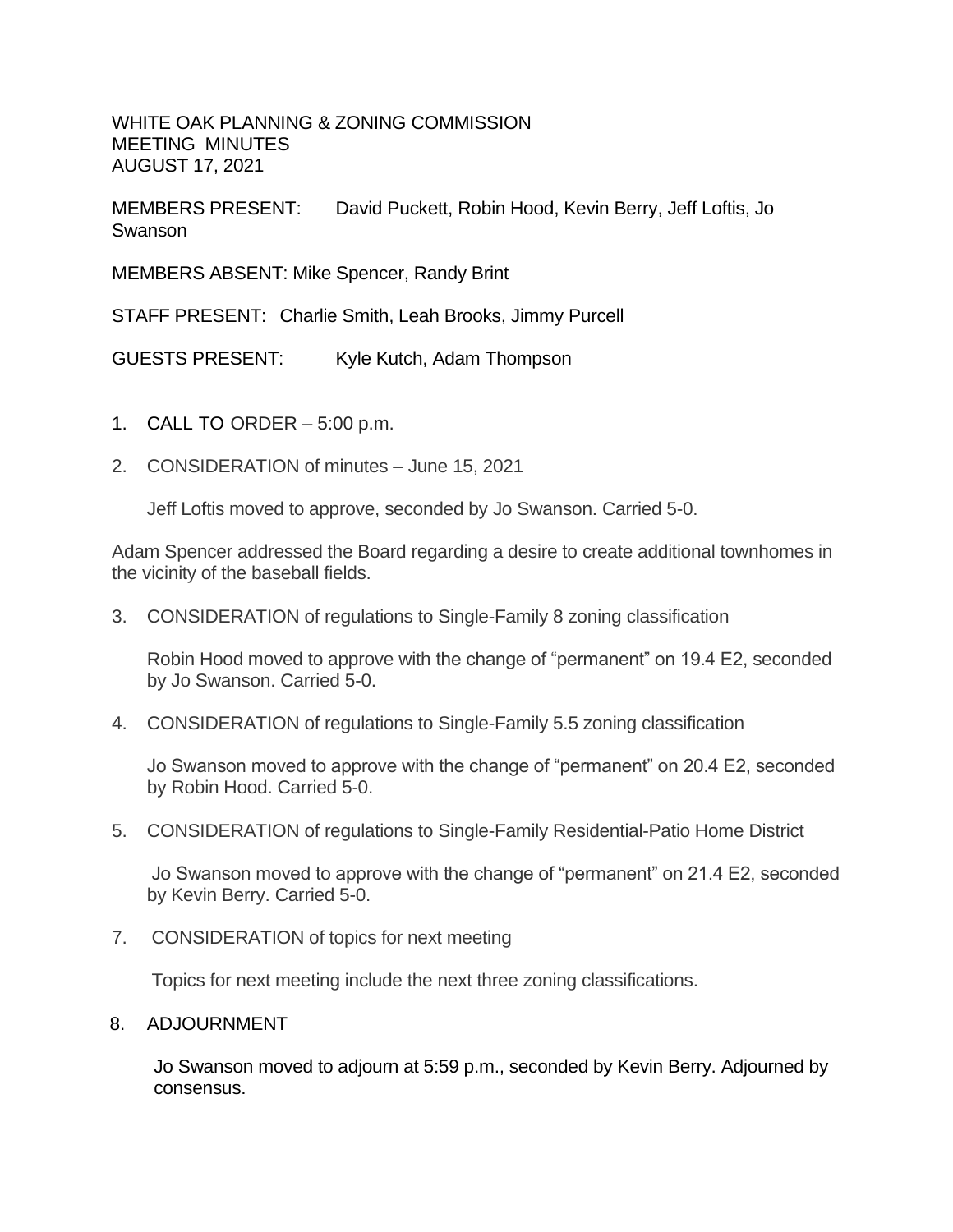WHITE OAK PLANNING & ZONING COMMISSION
MEETING MINUTES
AUGUST 17, 2021

MEMBERS PRESENT: David Puckett, Robin Hood, Kevin Berry, Jeff Loftis, Jo Swanson

MEMBERS ABSENT: Mike Spencer, Randy Brint

STAFF PRESENT: Charlie Smith, Leah Brooks, Jimmy Purcell

GUESTS PRESENT: Kyle Kutch, Adam Thompson

1. CALL TO ORDER – 5:00 p.m.

2. CONSIDERATION of minutes – June 15, 2021

   Jeff Loftis moved to approve, seconded by Jo Swanson. Carried 5-0.

Adam Spencer addressed the Board regarding a desire to create additional townhomes in the vicinity of the baseball fields.

3. CONSIDERATION of regulations to Single-Family 8 zoning classification

   Robin Hood moved to approve with the change of "permanent" on 19.4 E2, seconded by Jo Swanson. Carried 5-0.

4. CONSIDERATION of regulations to Single-Family 5.5 zoning classification

   Jo Swanson moved to approve with the change of "permanent" on 20.4 E2, seconded by Robin Hood. Carried 5-0.

5. CONSIDERATION of regulations to Single-Family Residential-Patio Home District

   Jo Swanson moved to approve with the change of "permanent" on 21.4 E2, seconded by Kevin Berry. Carried 5-0.

7. CONSIDERATION of topics for next meeting

   Topics for next meeting include the next three zoning classifications.

8. ADJOURNMENT

   Jo Swanson moved to adjourn at 5:59 p.m., seconded by Kevin Berry. Adjourned by consensus.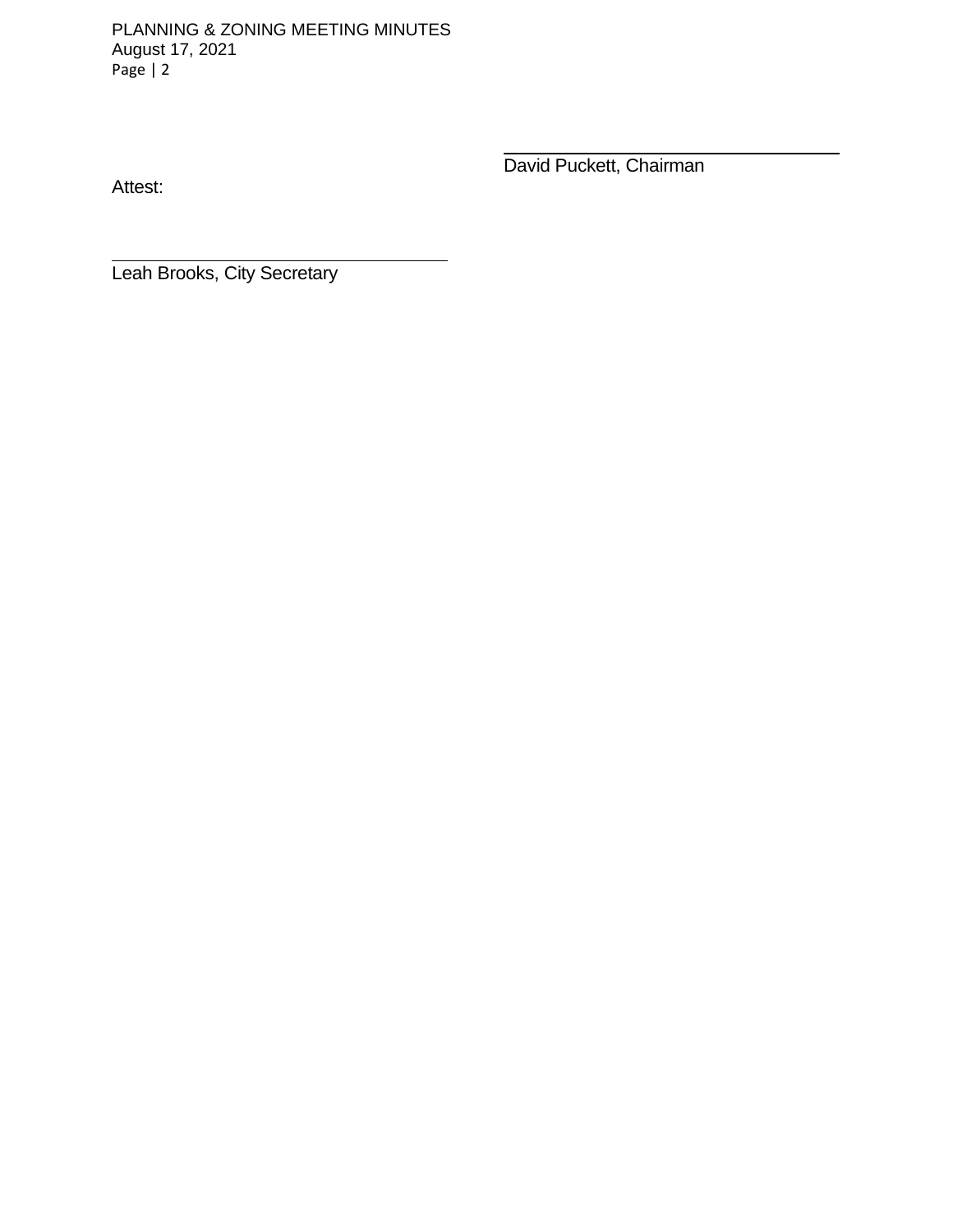\_\_\_\_\_\_\_\_\_\_\_\_\_\_\_\_\_\_\_\_\_\_\_\_\_\_\_\_\_\_\_\_

David Puckett, Chairman

Attest:

\_\_\_\_\_\_\_\_\_\_\_\_\_\_\_\_\_\_\_\_\_\_\_\_\_\_\_\_\_\_\_\_

Leah Brooks, City Secretary